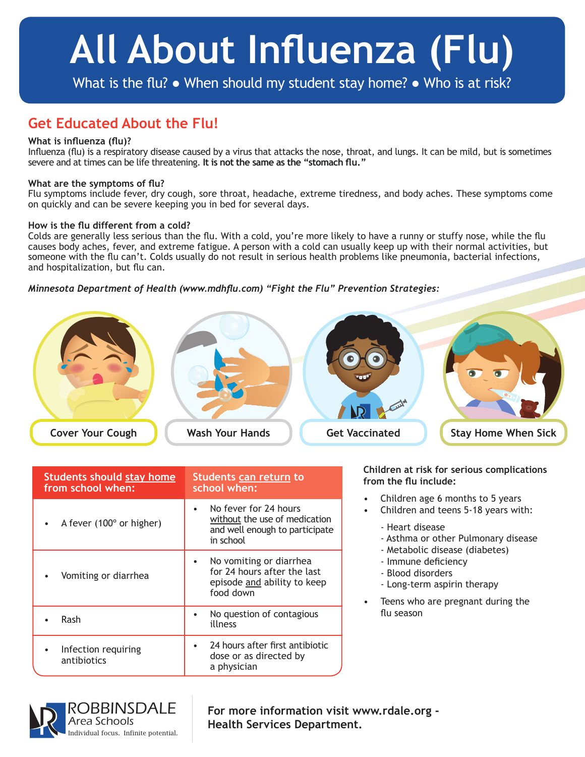# All About Influenza (Flu)

What is the flu? • When should my student stay home? • Who is at risk?

## Get Educated About the Flu!

**What is influenza (flu)?**
Influenza (flu) is a respiratory disease caused by a virus that attacks the nose, throat, and lungs. It can be mild, but is sometimes severe and at times can be life threatening. **It is not the same as the "stomach flu."**

**What are the symptoms of flu?**
Flu symptoms include fever, dry cough, sore throat, headache, extreme tiredness, and body aches. These symptoms come on quickly and can be severe keeping you in bed for several days.

**How is the flu different from a cold?**
Colds are generally less serious than the flu. With a cold, you're more likely to have a runny or stuffy nose, while the flu causes body aches, fever, and extreme fatigue. A person with a cold can usually keep up with their normal activities, but someone with the flu can't. Colds usually do not result in serious health problems like pneumonia, bacterial infections, and hospitalization, but flu can.

*Minnesota Department of Health (www.mdhflu.com) "Fight the Flu" Prevention Strategies:*

- Cover Your Cough
- Wash Your Hands
- Get Vaccinated
- Stay Home When Sick

| Students should stay home from school when: | Students can return to school when: |
|---|---|
| • A fever (100° or higher) | • No fever for 24 hours without the use of medication and well enough to participate in school |
| • Vomiting or diarrhea | • No vomiting or diarrhea for 24 hours after the last episode and ability to keep food down |
| • Rash | • No question of contagious illness |
| • Infection requiring antibiotics | • 24 hours after first antibiotic dose or as directed by a physician |

**Children at risk for serious complications from the flu include:**

- Children age 6 months to 5 years
- Children and teens 5-18 years with:
  - Heart disease
  - Asthma or other Pulmonary disease
  - Metabolic disease (diabetes)
  - Immune deficiency
  - Blood disorders
  - Long-term aspirin therapy
- Teens who are pregnant during the flu season

ROBBINSDALE Area Schools
Individual focus. Infinite potential.

**For more information visit www.rdale.org - Health Services Department.**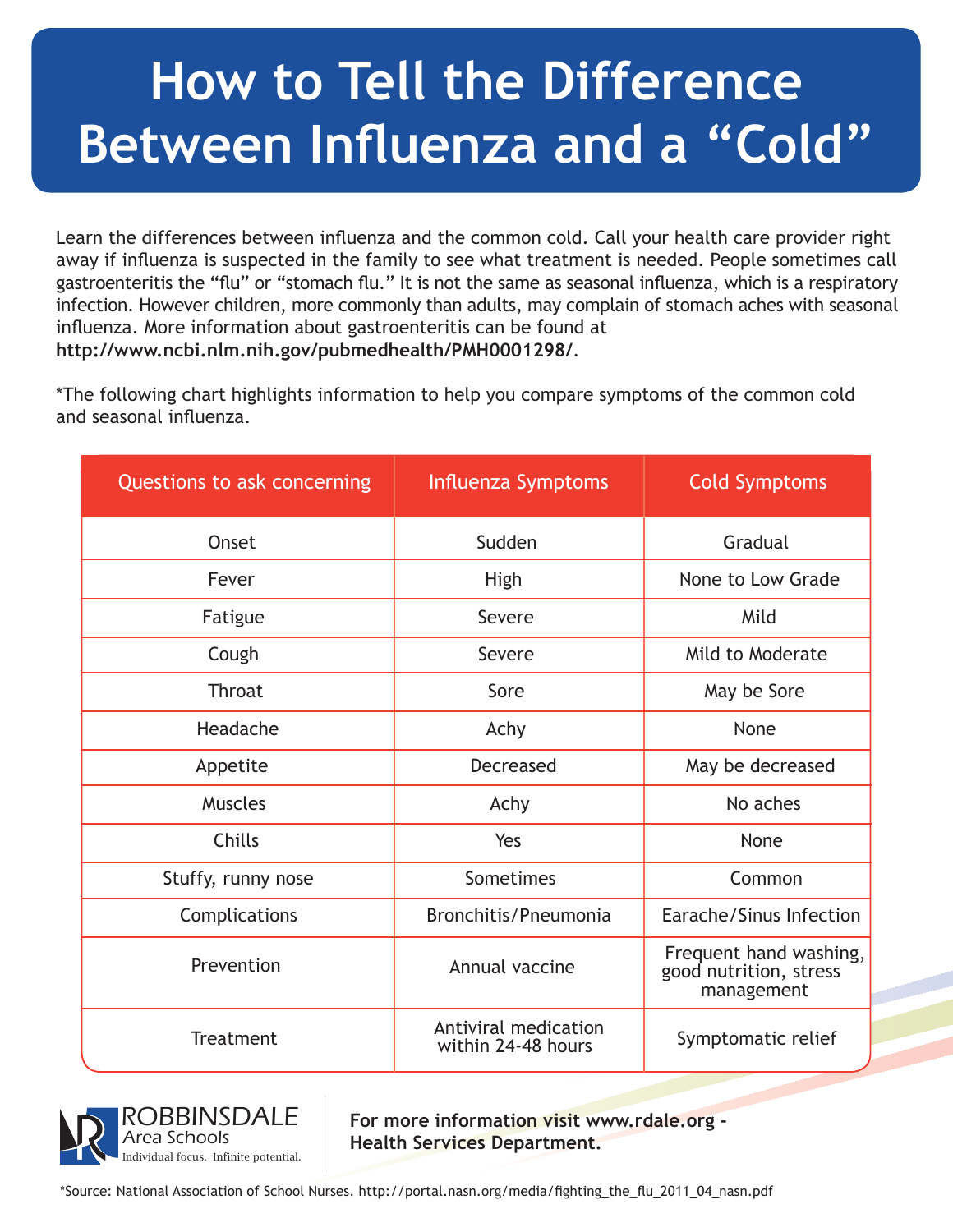# How to Tell the Difference Between Influenza and a "Cold"

Learn the differences between influenza and the common cold. Call your health care provider right away if influenza is suspected in the family to see what treatment is needed. People sometimes call gastroenteritis the "flu" or "stomach flu." It is not the same as seasonal influenza, which is a respiratory infection. However children, more commonly than adults, may complain of stomach aches with seasonal influenza. More information about gastroenteritis can be found at **http://www.ncbi.nlm.nih.gov/pubmedhealth/PMH0001298/**.

*The following chart highlights information to help you compare symptoms of the common cold and seasonal influenza.

| Questions to ask concerning | Influenza Symptoms | Cold Symptoms |
|---|---|---|
| Onset | Sudden | Gradual |
| Fever | High | None to Low Grade |
| Fatigue | Severe | Mild |
| Cough | Severe | Mild to Moderate |
| Throat | Sore | May be Sore |
| Headache | Achy | None |
| Appetite | Decreased | May be decreased |
| Muscles | Achy | No aches |
| Chills | Yes | None |
| Stuffy, runny nose | Sometimes | Common |
| Complications | Bronchitis/Pneumonia | Earache/Sinus Infection |
| Prevention | Annual vaccine | Frequent hand washing, good nutrition, stress management |
| Treatment | Antiviral medication within 24-48 hours | Symptomatic relief |

ROBBINSDALE Area Schools
Individual focus. Infinite potential.

**For more information visit www.rdale.org - Health Services Department.**

*Source: National Association of School Nurses. http://portal.nasn.org/media/fighting_the_flu_2011_04_nasn.pdf